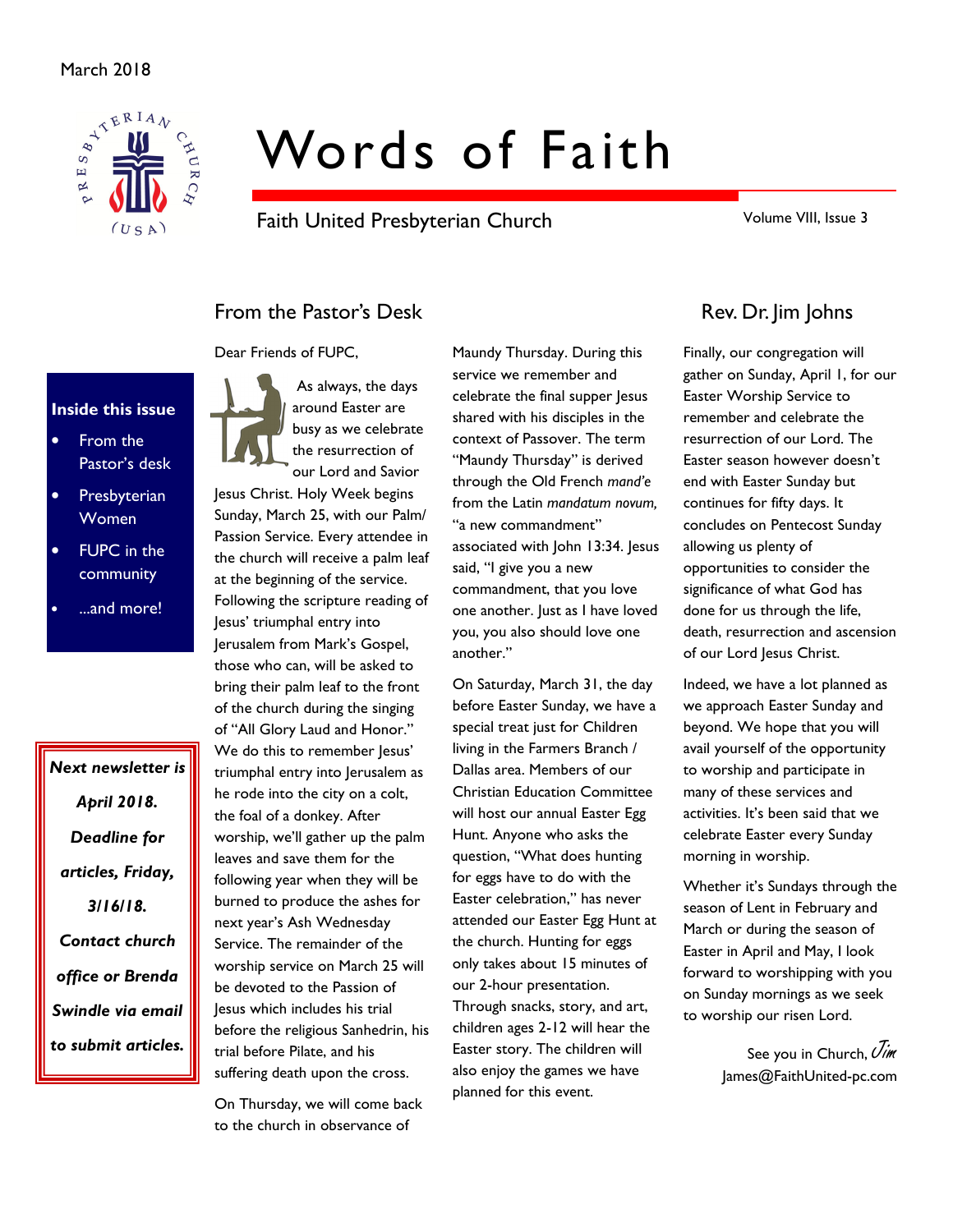March 2018

# Words of Faith

Faith United Presbyterian Church

Volume VIII, Issue 3

**Inside this issue**

- From the Pastor's desk
- Presbyterian Women
- FUPC in the community
- ...and more!

***Next newsletter is April 2018. Deadline for articles, Friday, 3/16/18. Contact church office or Brenda Swindle via email to submit articles.***

## From the Pastor's Desk

## Rev. Dr. Jim Johns

Dear Friends of FUPC,

As always, the days around Easter are busy as we celebrate the resurrection of our Lord and Savior Jesus Christ. Holy Week begins Sunday, March 25, with our Palm/ Passion Service. Every attendee in the church will receive a palm leaf at the beginning of the service. Following the scripture reading of Jesus' triumphal entry into Jerusalem from Mark's Gospel, those who can, will be asked to bring their palm leaf to the front of the church during the singing of "All Glory Laud and Honor." We do this to remember Jesus' triumphal entry into Jerusalem as he rode into the city on a colt, the foal of a donkey. After worship, we'll gather up the palm leaves and save them for the following year when they will be burned to produce the ashes for next year's Ash Wednesday Service. The remainder of the worship service on March 25 will be devoted to the Passion of Jesus which includes his trial before the religious Sanhedrin, his trial before Pilate, and his suffering death upon the cross.

On Thursday, we will come back to the church in observance of Maundy Thursday. During this service we remember and celebrate the final supper Jesus shared with his disciples in the context of Passover. The term "Maundy Thursday" is derived through the Old French *mand'e* from the Latin *mandatum novum,* "a new commandment" associated with John 13:34. Jesus said, "I give you a new commandment, that you love one another. Just as I have loved you, you also should love one another."

On Saturday, March 31, the day before Easter Sunday, we have a special treat just for Children living in the Farmers Branch / Dallas area. Members of our Christian Education Committee will host our annual Easter Egg Hunt. Anyone who asks the question, "What does hunting for eggs have to do with the Easter celebration," has never attended our Easter Egg Hunt at the church. Hunting for eggs only takes about 15 minutes of our 2-hour presentation. Through snacks, story, and art, children ages 2-12 will hear the Easter story. The children will also enjoy the games we have planned for this event.

Finally, our congregation will gather on Sunday, April 1, for our Easter Worship Service to remember and celebrate the resurrection of our Lord. The Easter season however doesn't end with Easter Sunday but continues for fifty days. It concludes on Pentecost Sunday allowing us plenty of opportunities to consider the significance of what God has done for us through the life, death, resurrection and ascension of our Lord Jesus Christ.

Indeed, we have a lot planned as we approach Easter Sunday and beyond. We hope that you will avail yourself of the opportunity to worship and participate in many of these services and activities. It's been said that we celebrate Easter every Sunday morning in worship.

Whether it's Sundays through the season of Lent in February and March or during the season of Easter in April and May, I look forward to worshipping with you on Sunday mornings as we seek to worship our risen Lord.

See you in Church, *Jim*

James@FaithUnited-pc.com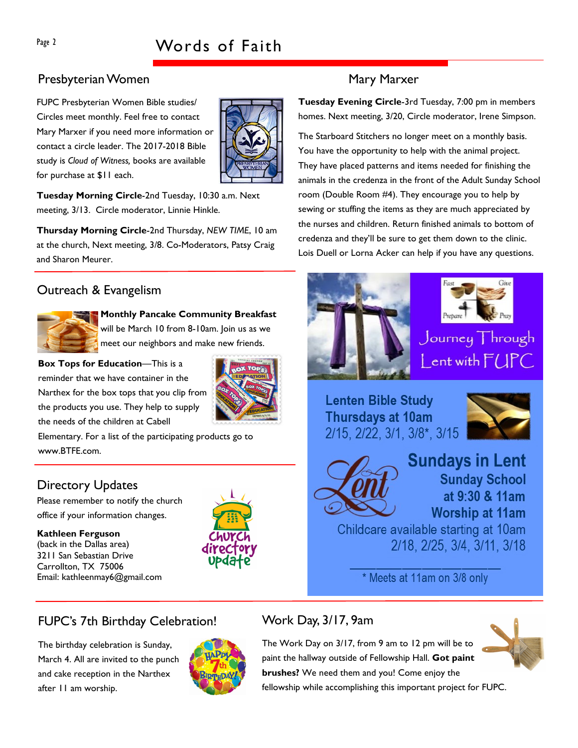# Words of Faith

## Presbyterian Women

FUPC Presbyterian Women Bible studies/ Circles meet monthly. Feel free to contact Mary Marxer if you need more information or contact a circle leader. The 2017-2018 Bible study is *Cloud of Witness,* books are available for purchase at $11 each.

**Tuesday Morning Circle**-2nd Tuesday, 10:30 a.m. Next meeting, 3/13. Circle moderator, Linnie Hinkle.

**Thursday Morning Circle**-2nd Thursday, *NEW TIME*, 10 am at the church, Next meeting, 3/8. Co-Moderators, Patsy Craig and Sharon Meurer.

## Mary Marxer

**Tuesday Evening Circle**-3rd Tuesday, 7:00 pm in members homes. Next meeting, 3/20, Circle moderator, Irene Simpson.

The Starboard Stitchers no longer meet on a monthly basis. You have the opportunity to help with the animal project. They have placed patterns and items needed for finishing the animals in the credenza in the front of the Adult Sunday School room (Double Room #4). They encourage you to help by sewing or stuffing the items as they are much appreciated by the nurses and children. Return finished animals to bottom of credenza and they'll be sure to get them down to the clinic. Lois Duell or Lorna Acker can help if you have any questions.

## Outreach & Evangelism

**Monthly Pancake Community Breakfast** will be March 10 from 8-10am. Join us as we meet our neighbors and make new friends.

**Box Tops for Education**—This is a reminder that we have container in the Narthex for the box tops that you clip from the products you use. They help to supply the needs of the children at Cabell Elementary. For a list of the participating products go to www.BTFE.com.

## Journey Through Lent with FUPC

Fast · Give · Prepare · Pray

**Lenten Bible Study**
**Thursdays at 10am**
2/15, 2/22, 3/1, 3/8*, 3/15

**Sundays in Lent**
**Sunday School at 9:30 & 11am**
**Worship at 11am**
Childcare available starting at 10am
2/18, 2/25, 3/4, 3/11, 3/18

\* Meets at 11am on 3/8 only

## Directory Updates

Please remember to notify the church office if your information changes.

**Kathleen Ferguson**
(back in the Dallas area)
3211 San Sebastian Drive
Carrollton, TX 75006
Email: kathleenmay6@gmail.com

## FUPC's 7th Birthday Celebration!

The birthday celebration is Sunday, March 4. All are invited to the punch and cake reception in the Narthex after 11 am worship.

## Work Day, 3/17, 9am

The Work Day on 3/17, from 9 am to 12 pm will be to paint the hallway outside of Fellowship Hall. **Got paint brushes?** We need them and you! Come enjoy the fellowship while accomplishing this important project for FUPC.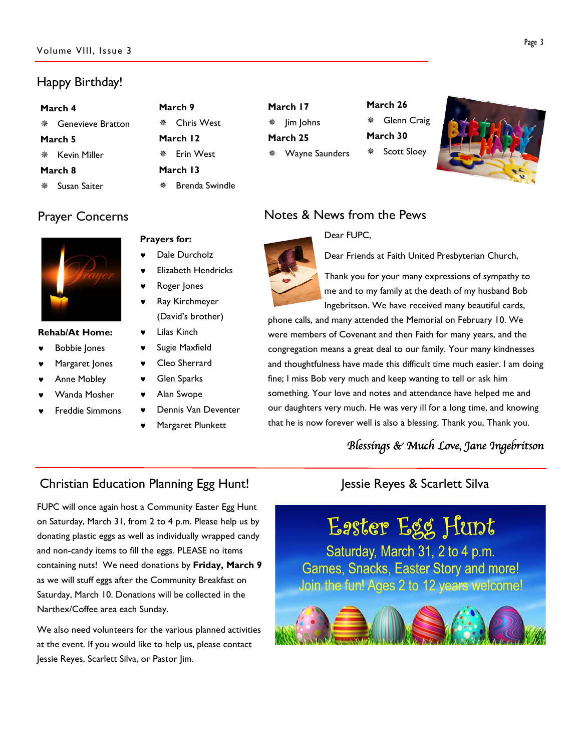## Happy Birthday!

**March 4**
- Genevieve Bratton

**March 5**
- Kevin Miller

**March 8**
- Susan Saiter

**March 9**
- Chris West

**March 12**
- Erin West

**March 13**
- Brenda Swindle

**March 17**
- Jim Johns

**March 25**
- Wayne Saunders

**March 26**
- Glenn Craig

**March 30**
- Scott Sloey

## Prayer Concerns

**Rehab/At Home:**
- Bobbie Jones
- Margaret Jones
- Anne Mobley
- Wanda Mosher
- Freddie Simmons

**Prayers for:**
- Dale Durcholz
- Elizabeth Hendricks
- Roger Jones
- Ray Kirchmeyer (David's brother)
- Lilas Kinch
- Sugie Maxfield
- Cleo Sherrard
- Glen Sparks
- Alan Swope
- Dennis Van Deventer
- Margaret Plunkett

## Notes & News from the Pews

Dear FUPC,

Dear Friends at Faith United Presbyterian Church,

Thank you for your many expressions of sympathy to me and to my family at the death of my husband Bob Ingebritson. We have received many beautiful cards, phone calls, and many attended the Memorial on February 10. We were members of Covenant and then Faith for many years, and the congregation means a great deal to our family. Your many kindnesses and thoughtfulness have made this difficult time much easier. I am doing fine; I miss Bob very much and keep wanting to tell or ask him something. Your love and notes and attendance have helped me and our daughters very much. He was very ill for a long time, and knowing that he is now forever well is also a blessing. Thank you, Thank you.

*Blessings & Much Love, Jane Ingebritson*

## Christian Education Planning Egg Hunt!

FUPC will once again host a Community Easter Egg Hunt on Saturday, March 31, from 2 to 4 p.m. Please help us by donating plastic eggs as well as individually wrapped candy and non-candy items to fill the eggs. PLEASE no items containing nuts! We need donations by **Friday, March 9** as we will stuff eggs after the Community Breakfast on Saturday, March 10. Donations will be collected in the Narthex/Coffee area each Sunday.

We also need volunteers for the various planned activities at the event. If you would like to help us, please contact Jessie Reyes, Scarlett Silva, or Pastor Jim.

## Jessie Reyes & Scarlett Silva

**Easter Egg Hunt**

Saturday, March 31, 2 to 4 p.m.

Games, Snacks, Easter Story and more!

Join the fun! Ages 2 to 12 years welcome!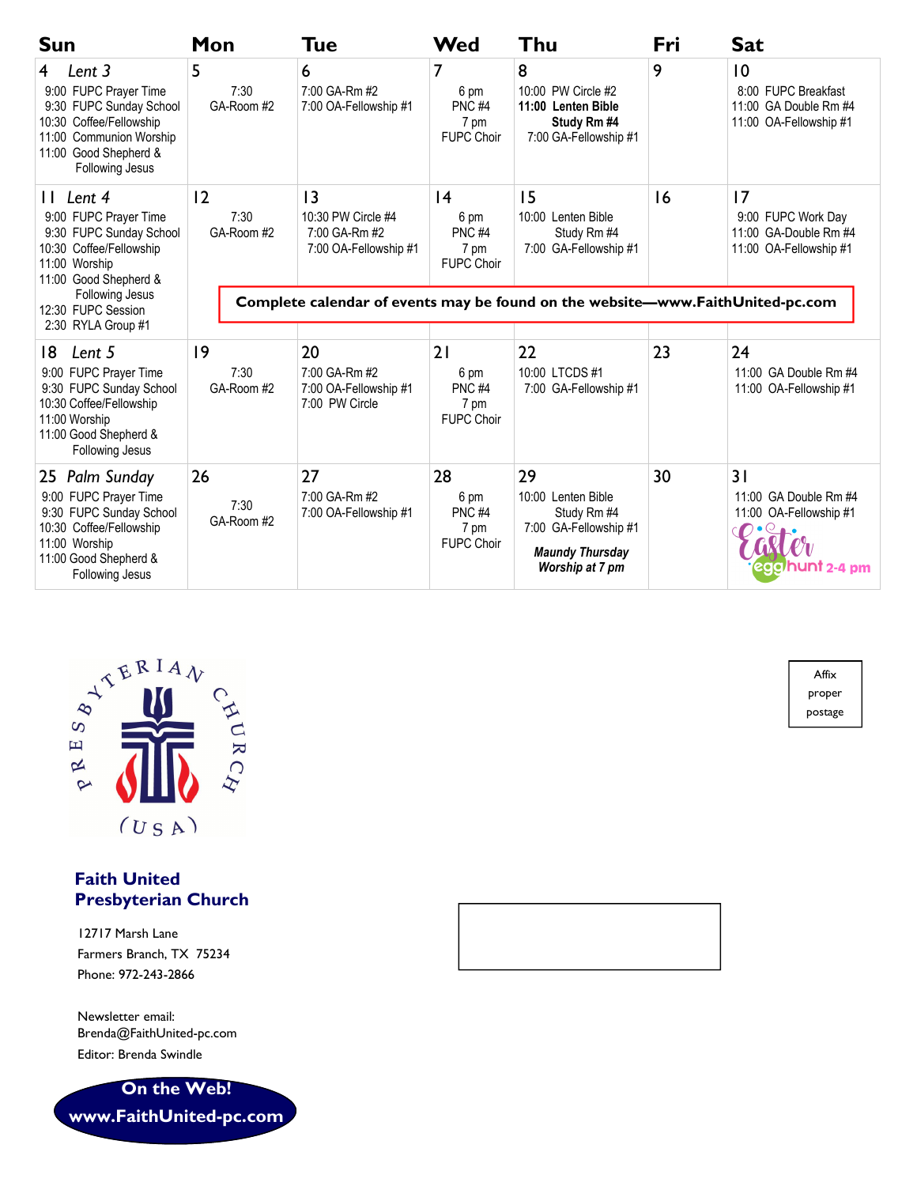| Sun | Mon | Tue | Wed | Thu | Fri | Sat |
|---|---|---|---|---|---|---|
| 4 *Lent 3*<br>9:00 FUPC Prayer Time<br>9:30 FUPC Sunday School<br>10:30 Coffee/Fellowship<br>11:00 Communion Worship<br>11:00 Good Shepherd & Following Jesus | 5<br>7:30<br>GA-Room #2 | 6<br>7:00 GA-Rm #2<br>7:00 OA-Fellowship #1 | 7<br>6 pm<br>PNC #4<br>7 pm<br>FUPC Choir | 8<br>10:00 PW Circle #2<br>**11:00 Lenten Bible Study Rm #4**<br>7:00 GA-Fellowship #1 | 9 | 10<br>8:00 FUPC Breakfast<br>11:00 GA Double Rm #4<br>11:00 OA-Fellowship #1 |
| 11 *Lent 4*<br>9:00 FUPC Prayer Time<br>9:30 FUPC Sunday School<br>10:30 Coffee/Fellowship<br>11:00 Worship<br>11:00 Good Shepherd & Following Jesus<br>12:30 FUPC Session<br>2:30 RYLA Group #1 | 12<br>7:30<br>GA-Room #2 | 13<br>10:30 PW Circle #4<br>7:00 GA-Rm #2<br>7:00 OA-Fellowship #1 | 14<br>6 pm<br>PNC #4<br>7 pm<br>FUPC Choir | 15<br>10:00 Lenten Bible Study Rm #4<br>7:00 GA-Fellowship #1 | 16 | 17<br>9:00 FUPC Work Day<br>11:00 GA-Double Rm #4<br>11:00 OA-Fellowship #1 |
| 18 *Lent 5*<br>9:00 FUPC Prayer Time<br>9:30 FUPC Sunday School<br>10:30 Coffee/Fellowship<br>11:00 Worship<br>11:00 Good Shepherd & Following Jesus | 19<br>7:30<br>GA-Room #2 | 20<br>7:00 GA-Rm #2<br>7:00 OA-Fellowship #1<br>7:00 PW Circle | 21<br>6 pm<br>PNC #4<br>7 pm<br>FUPC Choir | 22<br>10:00 LTCDS #1<br>7:00 GA-Fellowship #1 | 23 | 24<br>11:00 GA Double Rm #4<br>11:00 OA-Fellowship #1 |
| 25 *Palm Sunday*<br>9:00 FUPC Prayer Time<br>9:30 FUPC Sunday School<br>10:30 Coffee/Fellowship<br>11:00 Worship<br>11:00 Good Shepherd & Following Jesus | 26<br>7:30<br>GA-Room #2 | 27<br>7:00 GA-Rm #2<br>7:00 OA-Fellowship #1 | 28<br>6 pm<br>PNC #4<br>7 pm<br>FUPC Choir | 29<br>10:00 Lenten Bible Study Rm #4<br>7:00 GA-Fellowship #1<br>***Maundy Thursday Worship at 7 pm*** | 30 | 31<br>11:00 GA Double Rm #4<br>11:00 OA-Fellowship #1<br>Easter egg hunt 2-4 pm |

**Complete calendar of events may be found on the website—www.FaithUnited-pc.com**

PRESBYTERIAN CHURCH (USA)

Affix proper postage

**Faith United Presbyterian Church**

12717 Marsh Lane
Farmers Branch, TX 75234
Phone: 972-243-2866

Newsletter email:
Brenda@FaithUnited-pc.com
Editor: Brenda Swindle

**On the Web!**
**www.FaithUnited-pc.com**